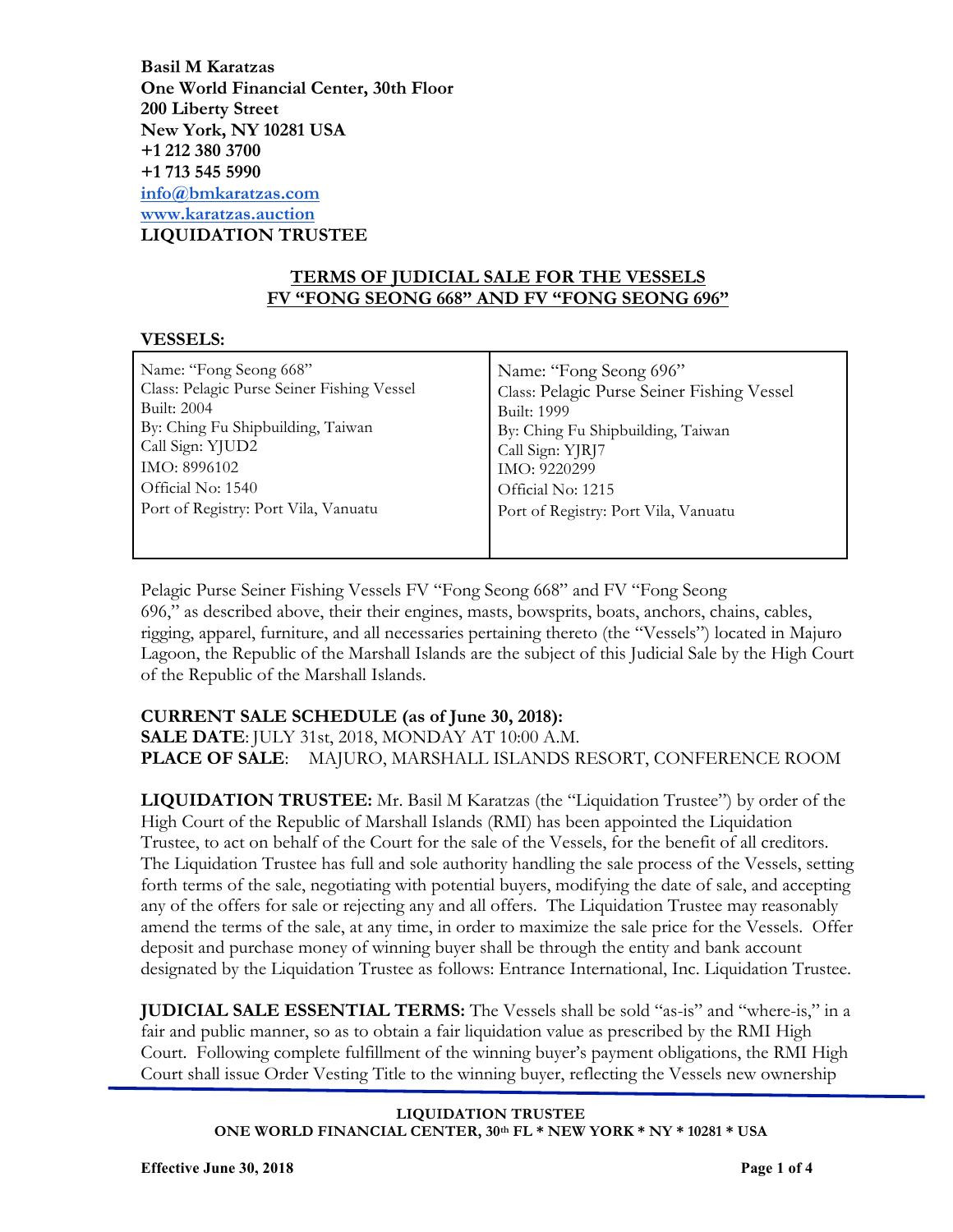**Basil M Karatzas**
**One World Financial Center, 30th Floor**
**200 Liberty Street**
**New York, NY 10281 USA**
**+1 212 380 3700**
**+1 713 545 5990**
**[info@bmkaratzas.com](mailto:info@bmkaratzas.com)**
**[www.karatzas.auction](http://www.karatzas.auction)**
**LIQUIDATION TRUSTEE**

## TERMS OF JUDICIAL SALE FOR THE VESSELS FV "FONG SEONG 668" AND FV "FONG SEONG 696"

**VESSELS:**

| | |
|---|---|
| Name: "Fong Seong 668"<br>Class: Pelagic Purse Seiner Fishing Vessel<br>Built: 2004<br>By: Ching Fu Shipbuilding, Taiwan<br>Call Sign: YJUD2<br>IMO: 8996102<br>Official No: 1540<br>Port of Registry: Port Vila, Vanuatu | Name: "Fong Seong 696"<br>Class: Pelagic Purse Seiner Fishing Vessel<br>Built: 1999<br>By: Ching Fu Shipbuilding, Taiwan<br>Call Sign: YJRJ7<br>IMO: 9220299<br>Official No: 1215<br>Port of Registry: Port Vila, Vanuatu |

Pelagic Purse Seiner Fishing Vessels FV "Fong Seong 668" and FV "Fong Seong 696," as described above, their their engines, masts, bowsprits, boats, anchors, chains, cables, rigging, apparel, furniture, and all necessaries pertaining thereto (the "Vessels") located in Majuro Lagoon, the Republic of the Marshall Islands are the subject of this Judicial Sale by the High Court of the Republic of the Marshall Islands.

**CURRENT SALE SCHEDULE (as of June 30, 2018):**
**SALE DATE**: JULY 31st, 2018, MONDAY AT 10:00 A.M.
**PLACE OF SALE**: MAJURO, MARSHALL ISLANDS RESORT, CONFERENCE ROOM

**LIQUIDATION TRUSTEE:** Mr. Basil M Karatzas (the "Liquidation Trustee") by order of the High Court of the Republic of Marshall Islands (RMI) has been appointed the Liquidation Trustee, to act on behalf of the Court for the sale of the Vessels, for the benefit of all creditors. The Liquidation Trustee has full and sole authority handling the sale process of the Vessels, setting forth terms of the sale, negotiating with potential buyers, modifying the date of sale, and accepting any of the offers for sale or rejecting any and all offers. The Liquidation Trustee may reasonably amend the terms of the sale, at any time, in order to maximize the sale price for the Vessels. Offer deposit and purchase money of winning buyer shall be through the entity and bank account designated by the Liquidation Trustee as follows: Entrance International, Inc. Liquidation Trustee.

**JUDICIAL SALE ESSENTIAL TERMS:** The Vessels shall be sold "as-is" and "where-is," in a fair and public manner, so as to obtain a fair liquidation value as prescribed by the RMI High Court. Following complete fulfillment of the winning buyer's payment obligations, the RMI High Court shall issue Order Vesting Title to the winning buyer, reflecting the Vessels new ownership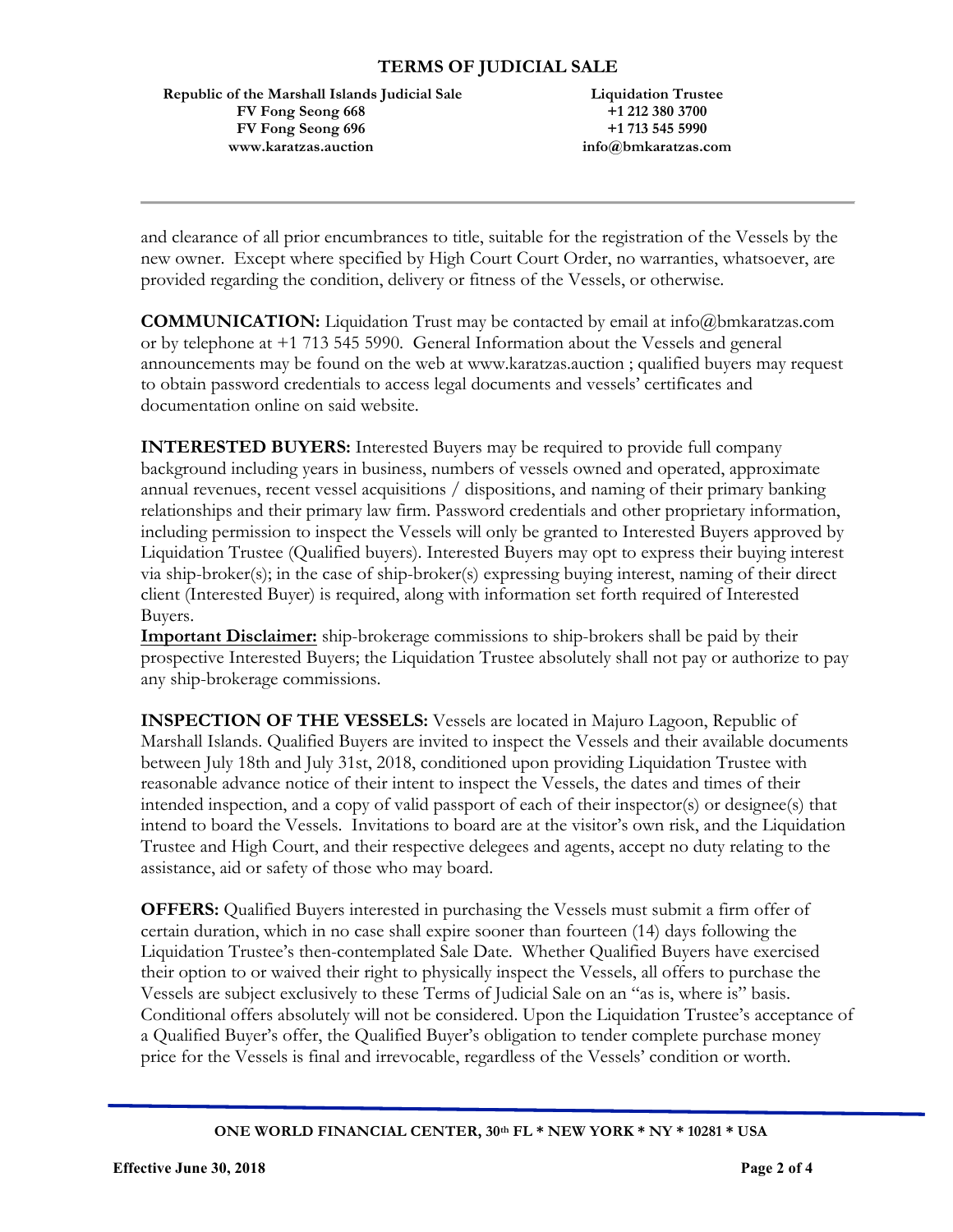and clearance of all prior encumbrances to title, suitable for the registration of the Vessels by the new owner. Except where specified by High Court Court Order, no warranties, whatsoever, are provided regarding the condition, delivery or fitness of the Vessels, or otherwise.

**COMMUNICATION:** Liquidation Trust may be contacted by email at info@bmkaratzas.com or by telephone at +1 713 545 5990. General Information about the Vessels and general announcements may be found on the web at www.karatzas.auction ; qualified buyers may request to obtain password credentials to access legal documents and vessels' certificates and documentation online on said website.

**INTERESTED BUYERS:** Interested Buyers may be required to provide full company background including years in business, numbers of vessels owned and operated, approximate annual revenues, recent vessel acquisitions / dispositions, and naming of their primary banking relationships and their primary law firm. Password credentials and other proprietary information, including permission to inspect the Vessels will only be granted to Interested Buyers approved by Liquidation Trustee (Qualified buyers). Interested Buyers may opt to express their buying interest via ship-broker(s); in the case of ship-broker(s) expressing buying interest, naming of their direct client (Interested Buyer) is required, along with information set forth required of Interested Buyers.

**Important Disclaimer:** ship-brokerage commissions to ship-brokers shall be paid by their prospective Interested Buyers; the Liquidation Trustee absolutely shall not pay or authorize to pay any ship-brokerage commissions.

**INSPECTION OF THE VESSELS:** Vessels are located in Majuro Lagoon, Republic of Marshall Islands. Qualified Buyers are invited to inspect the Vessels and their available documents between July 18th and July 31st, 2018, conditioned upon providing Liquidation Trustee with reasonable advance notice of their intent to inspect the Vessels, the dates and times of their intended inspection, and a copy of valid passport of each of their inspector(s) or designee(s) that intend to board the Vessels. Invitations to board are at the visitor's own risk, and the Liquidation Trustee and High Court, and their respective delegees and agents, accept no duty relating to the assistance, aid or safety of those who may board.

**OFFERS:** Qualified Buyers interested in purchasing the Vessels must submit a firm offer of certain duration, which in no case shall expire sooner than fourteen (14) days following the Liquidation Trustee's then-contemplated Sale Date. Whether Qualified Buyers have exercised their option to or waived their right to physically inspect the Vessels, all offers to purchase the Vessels are subject exclusively to these Terms of Judicial Sale on an "as is, where is" basis. Conditional offers absolutely will not be considered. Upon the Liquidation Trustee's acceptance of a Qualified Buyer's offer, the Qualified Buyer's obligation to tender complete purchase money price for the Vessels is final and irrevocable, regardless of the Vessels' condition or worth.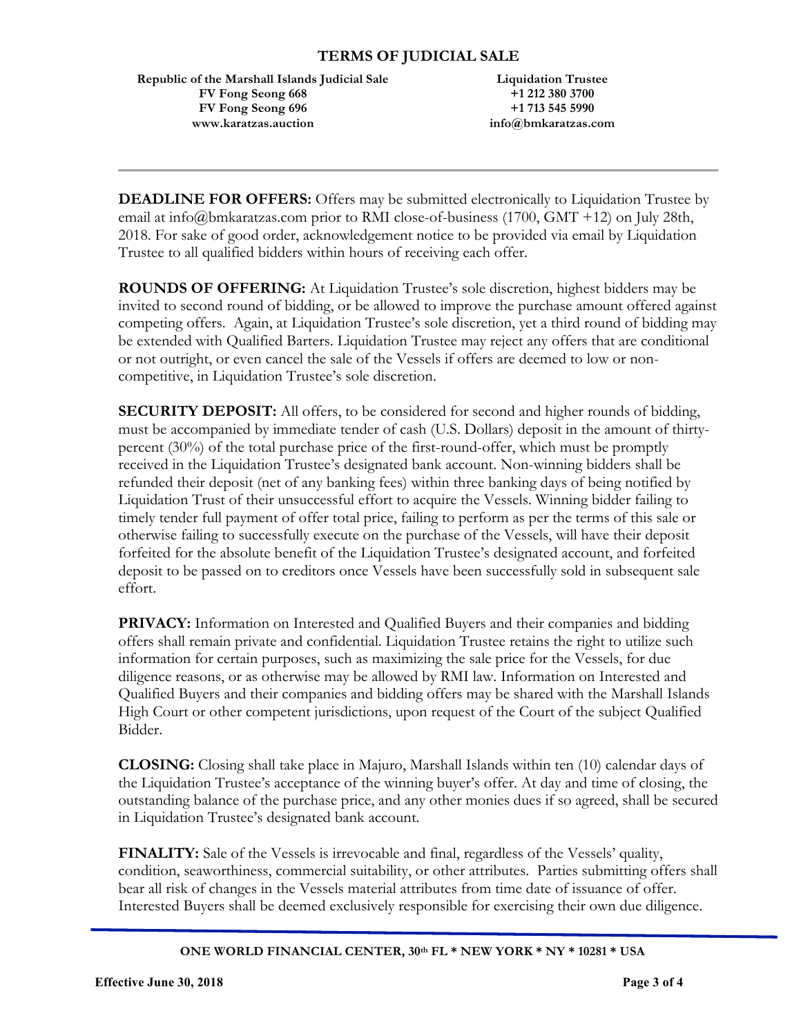# TERMS OF JUDICIAL SALE

**Republic of the Marshall Islands Judicial Sale**
**FV Fong Seong 668**
**FV Fong Seong 696**
**www.karatzas.auction**

**Liquidation Trustee**
**+1 212 380 3700**
**+1 713 545 5990**
**info@bmkaratzas.com**

---

**DEADLINE FOR OFFERS:** Offers may be submitted electronically to Liquidation Trustee by email at info@bmkaratzas.com prior to RMI close-of-business (1700, GMT +12) on July 28th, 2018. For sake of good order, acknowledgement notice to be provided via email by Liquidation Trustee to all qualified bidders within hours of receiving each offer.

**ROUNDS OF OFFERING:** At Liquidation Trustee's sole discretion, highest bidders may be invited to second round of bidding, or be allowed to improve the purchase amount offered against competing offers. Again, at Liquidation Trustee's sole discretion, yet a third round of bidding may be extended with Qualified Barters. Liquidation Trustee may reject any offers that are conditional or not outright, or even cancel the sale of the Vessels if offers are deemed to low or non-competitive, in Liquidation Trustee's sole discretion.

**SECURITY DEPOSIT:** All offers, to be considered for second and higher rounds of bidding, must be accompanied by immediate tender of cash (U.S. Dollars) deposit in the amount of thirty-percent (30%) of the total purchase price of the first-round-offer, which must be promptly received in the Liquidation Trustee's designated bank account. Non-winning bidders shall be refunded their deposit (net of any banking fees) within three banking days of being notified by Liquidation Trust of their unsuccessful effort to acquire the Vessels. Winning bidder failing to timely tender full payment of offer total price, failing to perform as per the terms of this sale or otherwise failing to successfully execute on the purchase of the Vessels, will have their deposit forfeited for the absolute benefit of the Liquidation Trustee's designated account, and forfeited deposit to be passed on to creditors once Vessels have been successfully sold in subsequent sale effort.

**PRIVACY:** Information on Interested and Qualified Buyers and their companies and bidding offers shall remain private and confidential. Liquidation Trustee retains the right to utilize such information for certain purposes, such as maximizing the sale price for the Vessels, for due diligence reasons, or as otherwise may be allowed by RMI law. Information on Interested and Qualified Buyers and their companies and bidding offers may be shared with the Marshall Islands High Court or other competent jurisdictions, upon request of the Court of the subject Qualified Bidder.

**CLOSING:** Closing shall take place in Majuro, Marshall Islands within ten (10) calendar days of the Liquidation Trustee's acceptance of the winning buyer's offer. At day and time of closing, the outstanding balance of the purchase price, and any other monies dues if so agreed, shall be secured in Liquidation Trustee's designated bank account.

**FINALITY:** Sale of the Vessels is irrevocable and final, regardless of the Vessels' quality, condition, seaworthiness, commercial suitability, or other attributes. Parties submitting offers shall bear all risk of changes in the Vessels material attributes from time date of issuance of offer. Interested Buyers shall be deemed exclusively responsible for exercising their own due diligence.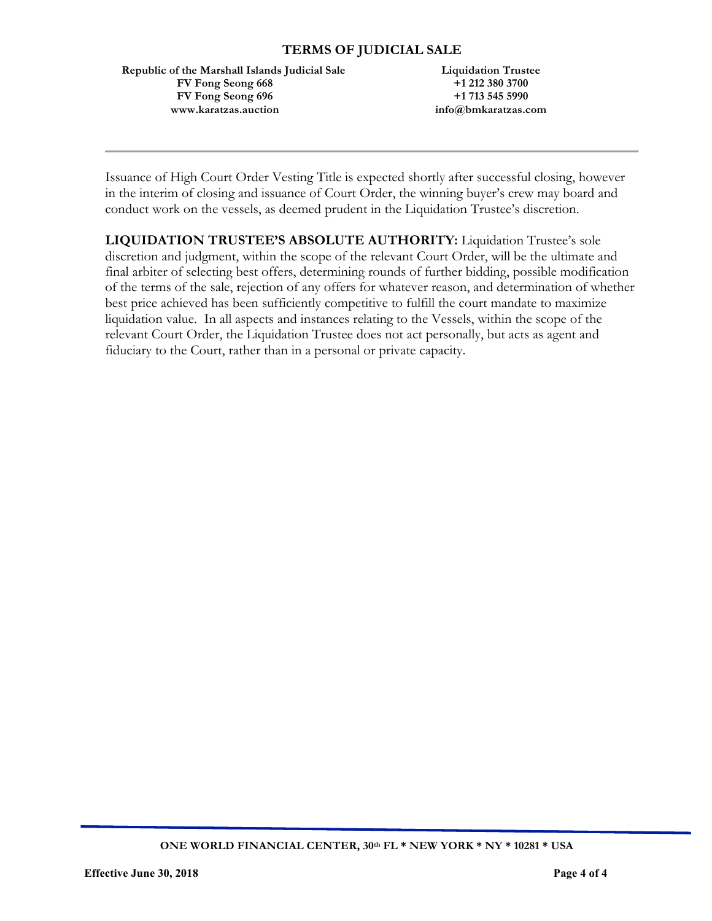Issuance of High Court Order Vesting Title is expected shortly after successful closing, however in the interim of closing and issuance of Court Order, the winning buyer's crew may board and conduct work on the vessels, as deemed prudent in the Liquidation Trustee's discretion.

**LIQUIDATION TRUSTEE'S ABSOLUTE AUTHORITY:** Liquidation Trustee's sole discretion and judgment, within the scope of the relevant Court Order, will be the ultimate and final arbiter of selecting best offers, determining rounds of further bidding, possible modification of the terms of the sale, rejection of any offers for whatever reason, and determination of whether best price achieved has been sufficiently competitive to fulfill the court mandate to maximize liquidation value. In all aspects and instances relating to the Vessels, within the scope of the relevant Court Order, the Liquidation Trustee does not act personally, but acts as agent and fiduciary to the Court, rather than in a personal or private capacity.